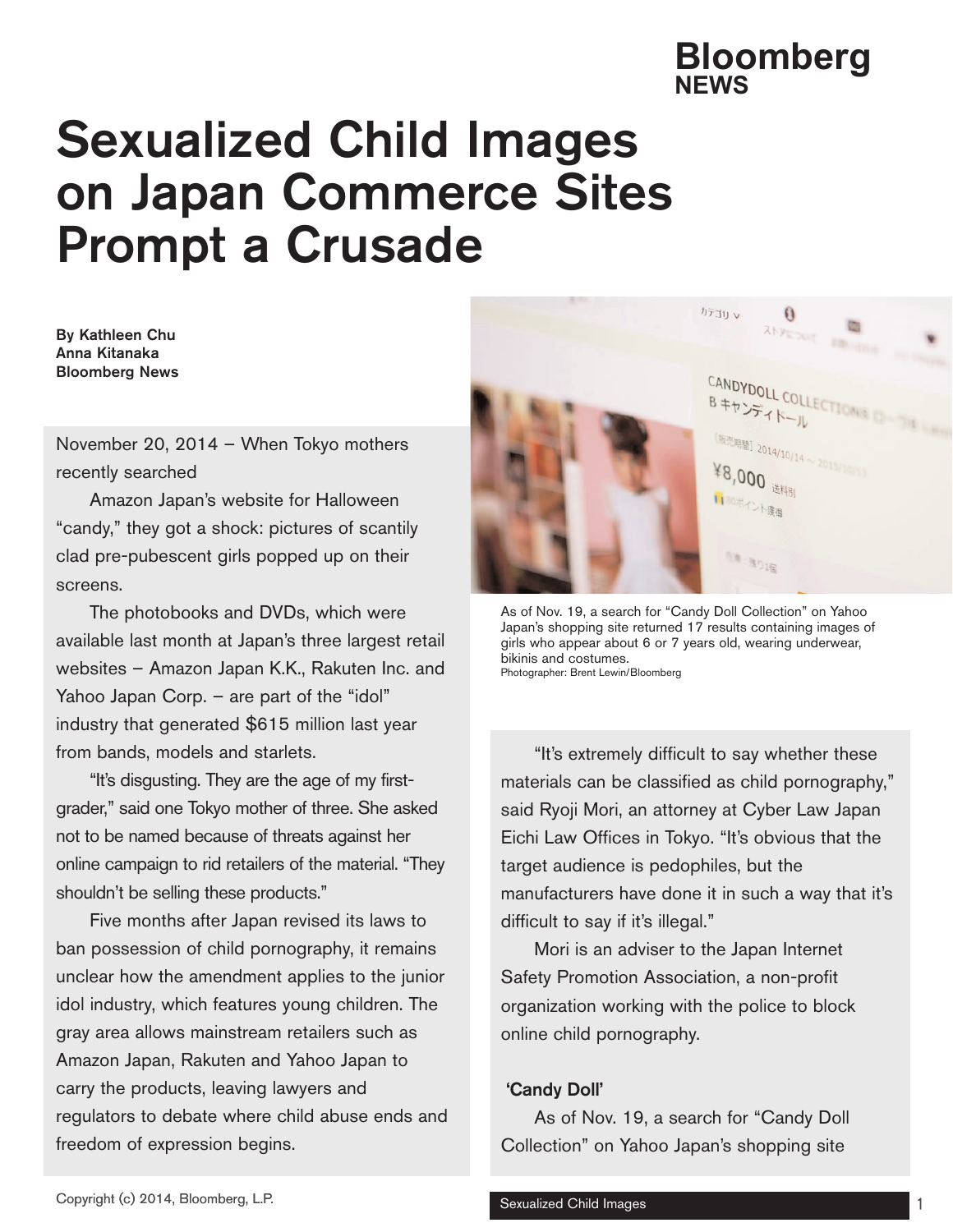# Sexualized Child Images on Japan Commerce Sites Prompt a Crusade

**By Kathleen Chu**
**Anna Kitanaka**
**Bloomberg News**

November 20, 2014 – When Tokyo mothers recently searched

Amazon Japan's website for Halloween "candy," they got a shock: pictures of scantily clad pre-pubescent girls popped up on their screens.

The photobooks and DVDs, which were available last month at Japan's three largest retail websites – Amazon Japan K.K., Rakuten Inc. and Yahoo Japan Corp. – are part of the "idol" industry that generated $615 million last year from bands, models and starlets.

"It's disgusting. They are the age of my first-grader," said one Tokyo mother of three. She asked not to be named because of threats against her online campaign to rid retailers of the material. "They shouldn't be selling these products."

Five months after Japan revised its laws to ban possession of child pornography, it remains unclear how the amendment applies to the junior idol industry, which features young children. The gray area allows mainstream retailers such as Amazon Japan, Rakuten and Yahoo Japan to carry the products, leaving lawyers and regulators to debate where child abuse ends and freedom of expression begins.

As of Nov. 19, a search for "Candy Doll Collection" on Yahoo Japan's shopping site returned 17 results containing images of girls who appear about 6 or 7 years old, wearing underwear, bikinis and costumes.
Photographer: Brent Lewin/Bloomberg

"It's extremely difficult to say whether these materials can be classified as child pornography," said Ryoji Mori, an attorney at Cyber Law Japan Eichi Law Offices in Tokyo. "It's obvious that the target audience is pedophiles, but the manufacturers have done it in such a way that it's difficult to say if it's illegal."

Mori is an adviser to the Japan Internet Safety Promotion Association, a non-profit organization working with the police to block online child pornography.

**'Candy Doll'**

As of Nov. 19, a search for "Candy Doll Collection" on Yahoo Japan's shopping site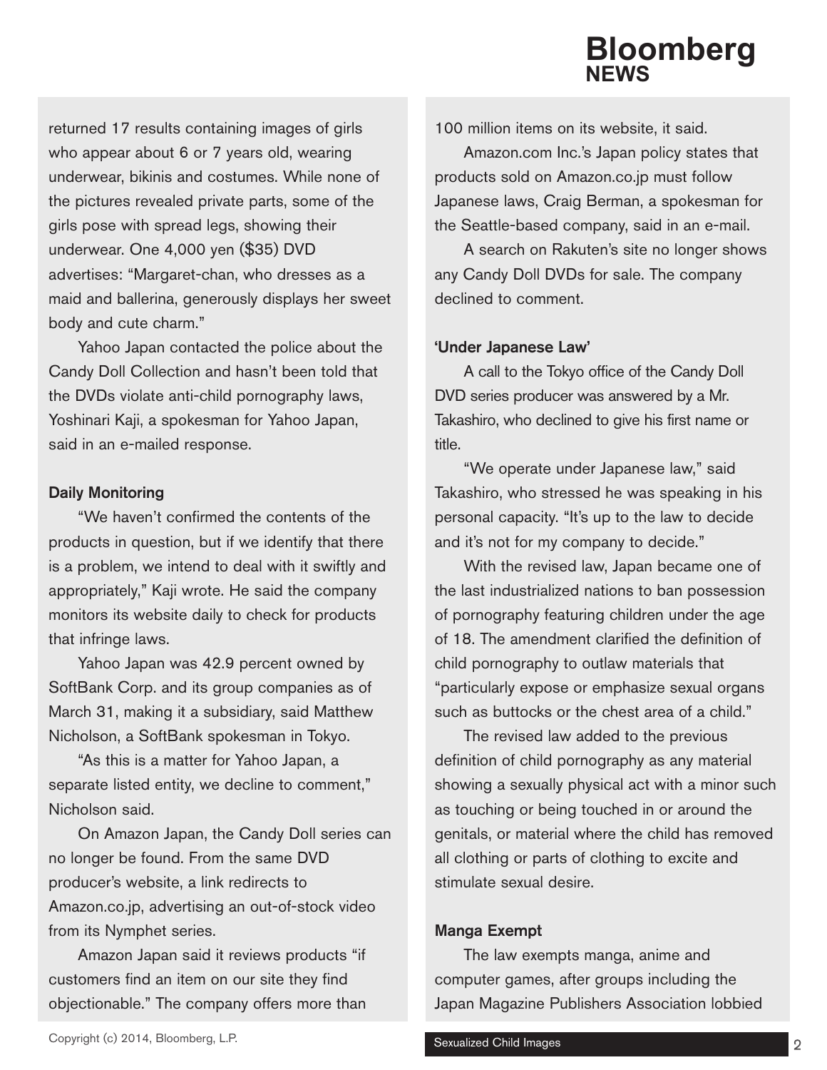returned 17 results containing images of girls who appear about 6 or 7 years old, wearing underwear, bikinis and costumes. While none of the pictures revealed private parts, some of the girls pose with spread legs, showing their underwear. One 4,000 yen ($35) DVD advertises: "Margaret-chan, who dresses as a maid and ballerina, generously displays her sweet body and cute charm."

Yahoo Japan contacted the police about the Candy Doll Collection and hasn't been told that the DVDs violate anti-child pornography laws, Yoshinari Kaji, a spokesman for Yahoo Japan, said in an e-mailed response.

### Daily Monitoring

"We haven't confirmed the contents of the products in question, but if we identify that there is a problem, we intend to deal with it swiftly and appropriately," Kaji wrote. He said the company monitors its website daily to check for products that infringe laws.

Yahoo Japan was 42.9 percent owned by SoftBank Corp. and its group companies as of March 31, making it a subsidiary, said Matthew Nicholson, a SoftBank spokesman in Tokyo.

"As this is a matter for Yahoo Japan, a separate listed entity, we decline to comment," Nicholson said.

On Amazon Japan, the Candy Doll series can no longer be found. From the same DVD producer's website, a link redirects to Amazon.co.jp, advertising an out-of-stock video from its Nymphet series.

Amazon Japan said it reviews products "if customers find an item on our site they find objectionable." The company offers more than 100 million items on its website, it said.

Amazon.com Inc.'s Japan policy states that products sold on Amazon.co.jp must follow Japanese laws, Craig Berman, a spokesman for the Seattle-based company, said in an e-mail.

A search on Rakuten's site no longer shows any Candy Doll DVDs for sale. The company declined to comment.

### 'Under Japanese Law'

A call to the Tokyo office of the Candy Doll DVD series producer was answered by a Mr. Takashiro, who declined to give his first name or title.

"We operate under Japanese law," said Takashiro, who stressed he was speaking in his personal capacity. "It's up to the law to decide and it's not for my company to decide."

With the revised law, Japan became one of the last industrialized nations to ban possession of pornography featuring children under the age of 18. The amendment clarified the definition of child pornography to outlaw materials that "particularly expose or emphasize sexual organs such as buttocks or the chest area of a child."

The revised law added to the previous definition of child pornography as any material showing a sexually physical act with a minor such as touching or being touched in or around the genitals, or material where the child has removed all clothing or parts of clothing to excite and stimulate sexual desire.

### Manga Exempt

The law exempts manga, anime and computer games, after groups including the Japan Magazine Publishers Association lobbied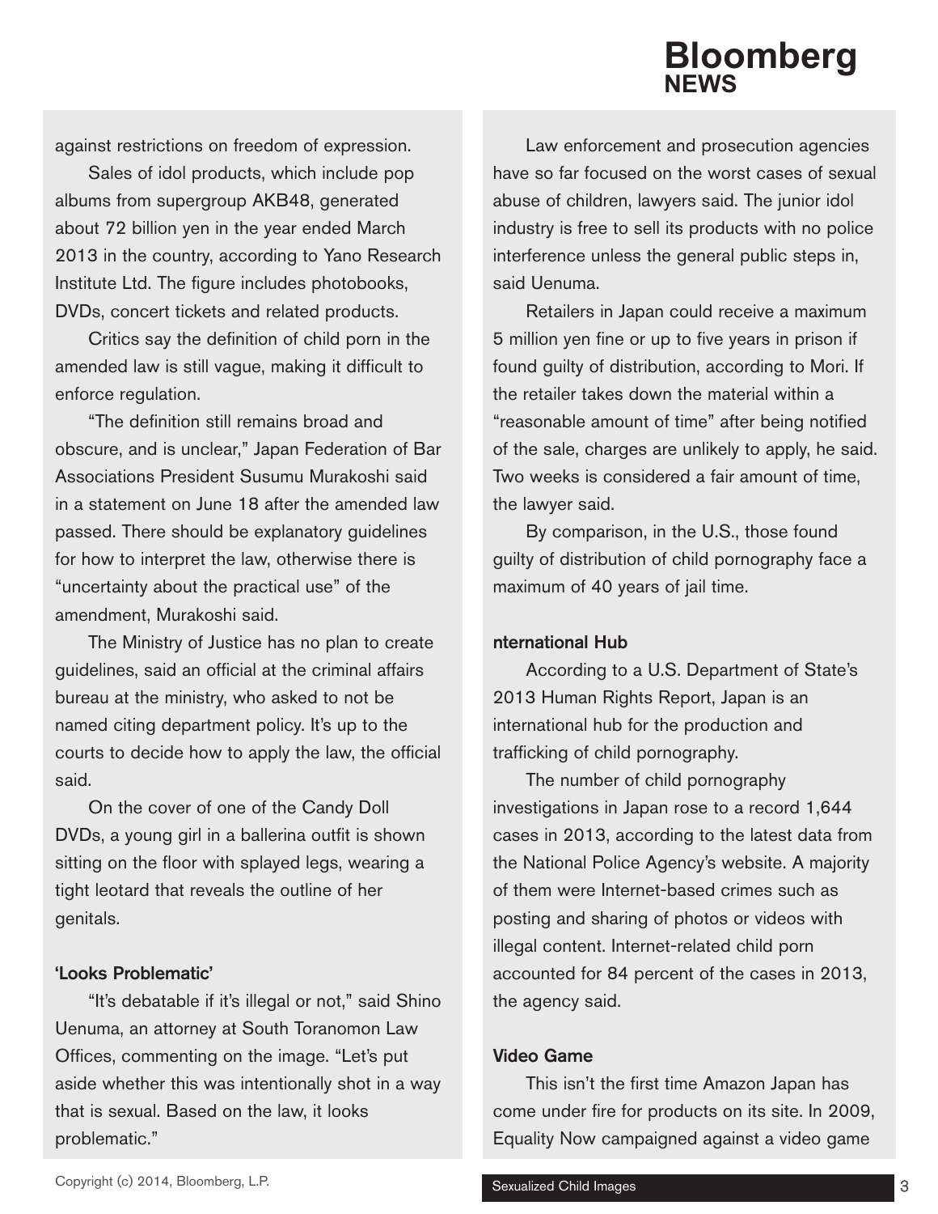against restrictions on freedom of expression.

Sales of idol products, which include pop albums from supergroup AKB48, generated about 72 billion yen in the year ended March 2013 in the country, according to Yano Research Institute Ltd. The figure includes photobooks, DVDs, concert tickets and related products.

Critics say the definition of child porn in the amended law is still vague, making it difficult to enforce regulation.

"The definition still remains broad and obscure, and is unclear," Japan Federation of Bar Associations President Susumu Murakoshi said in a statement on June 18 after the amended law passed. There should be explanatory guidelines for how to interpret the law, otherwise there is "uncertainty about the practical use" of the amendment, Murakoshi said.

The Ministry of Justice has no plan to create guidelines, said an official at the criminal affairs bureau at the ministry, who asked to not be named citing department policy. It's up to the courts to decide how to apply the law, the official said.

On the cover of one of the Candy Doll DVDs, a young girl in a ballerina outfit is shown sitting on the floor with splayed legs, wearing a tight leotard that reveals the outline of her genitals.

### 'Looks Problematic'

"It's debatable if it's illegal or not," said Shino Uenuma, an attorney at South Toranomon Law Offices, commenting on the image. "Let's put aside whether this was intentionally shot in a way that is sexual. Based on the law, it looks problematic."

Law enforcement and prosecution agencies have so far focused on the worst cases of sexual abuse of children, lawyers said. The junior idol industry is free to sell its products with no police interference unless the general public steps in, said Uenuma.

Retailers in Japan could receive a maximum 5 million yen fine or up to five years in prison if found guilty of distribution, according to Mori. If the retailer takes down the material within a "reasonable amount of time" after being notified of the sale, charges are unlikely to apply, he said. Two weeks is considered a fair amount of time, the lawyer said.

By comparison, in the U.S., those found guilty of distribution of child pornography face a maximum of 40 years of jail time.

### nternational Hub

According to a U.S. Department of State's 2013 Human Rights Report, Japan is an international hub for the production and trafficking of child pornography.

The number of child pornography investigations in Japan rose to a record 1,644 cases in 2013, according to the latest data from the National Police Agency's website. A majority of them were Internet-based crimes such as posting and sharing of photos or videos with illegal content. Internet-related child porn accounted for 84 percent of the cases in 2013, the agency said.

### Video Game

This isn't the first time Amazon Japan has come under fire for products on its site. In 2009, Equality Now campaigned against a video game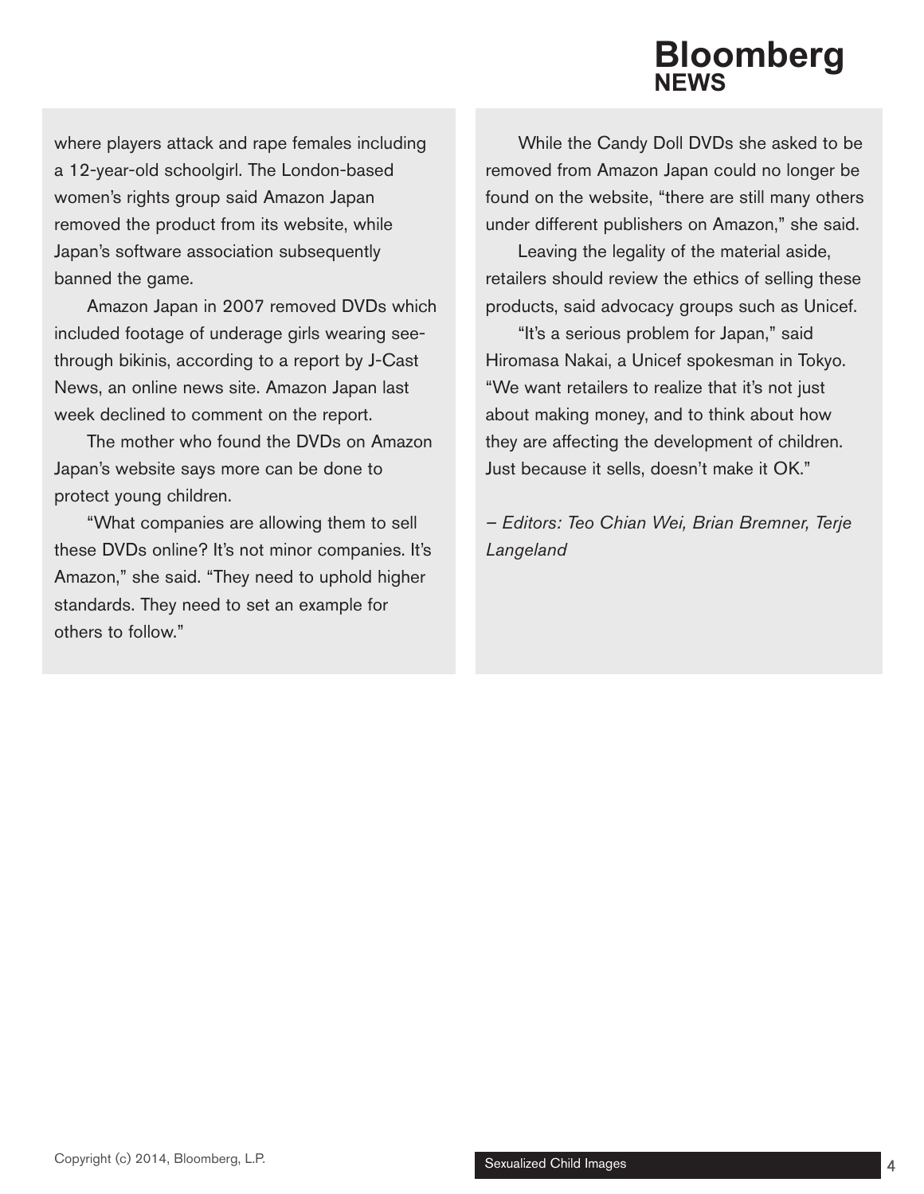where players attack and rape females including a 12-year-old schoolgirl. The London-based women's rights group said Amazon Japan removed the product from its website, while Japan's software association subsequently banned the game.

Amazon Japan in 2007 removed DVDs which included footage of underage girls wearing see-through bikinis, according to a report by J-Cast News, an online news site. Amazon Japan last week declined to comment on the report.

The mother who found the DVDs on Amazon Japan's website says more can be done to protect young children.

"What companies are allowing them to sell these DVDs online? It's not minor companies. It's Amazon," she said. "They need to uphold higher standards. They need to set an example for others to follow."

While the Candy Doll DVDs she asked to be removed from Amazon Japan could no longer be found on the website, "there are still many others under different publishers on Amazon," she said.

Leaving the legality of the material aside, retailers should review the ethics of selling these products, said advocacy groups such as Unicef.

"It's a serious problem for Japan," said Hiromasa Nakai, a Unicef spokesman in Tokyo. "We want retailers to realize that it's not just about making money, and to think about how they are affecting the development of children. Just because it sells, doesn't make it OK."

*– Editors: Teo Chian Wei, Brian Bremner, Terje Langeland*